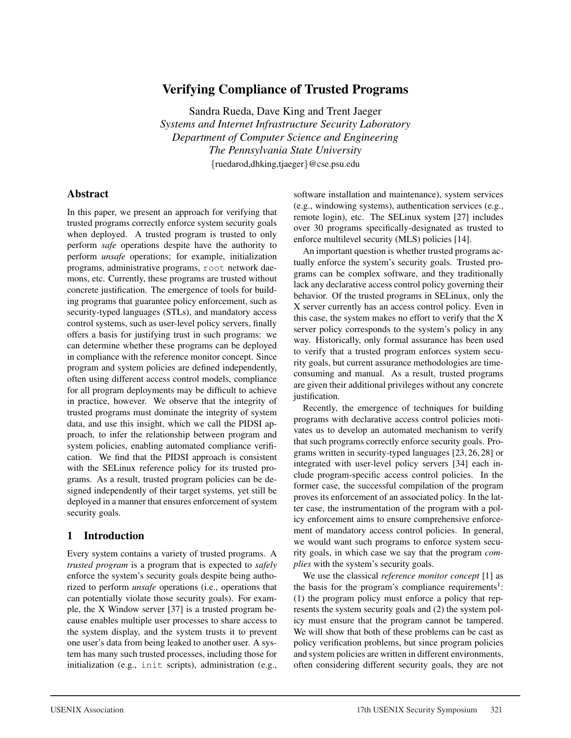# Verifying Compliance of Trusted Programs

Sandra Rueda, Dave King and Trent Jaeger

*Systems and Internet Infrastructure Security Laboratory*
*Department of Computer Science and Engineering*
*The Pennsylvania State University*
{ruedarod,dhking,tjaeger}@cse.psu.edu

## Abstract

In this paper, we present an approach for verifying that trusted programs correctly enforce system security goals when deployed. A trusted program is trusted to only perform *safe* operations despite have the authority to perform *unsafe* operations; for example, initialization programs, administrative programs, `root` network daemons, etc. Currently, these programs are trusted without concrete justification. The emergence of tools for building programs that guarantee policy enforcement, such as security-typed languages (STLs), and mandatory access control systems, such as user-level policy servers, finally offers a basis for justifying trust in such programs: we can determine whether these programs can be deployed in compliance with the reference monitor concept. Since program and system policies are defined independently, often using different access control models, compliance for all program deployments may be difficult to achieve in practice, however. We observe that the integrity of trusted programs must dominate the integrity of system data, and use this insight, which we call the PIDSI approach, to infer the relationship between program and system policies, enabling automated compliance verification. We find that the PIDSI approach is consistent with the SELinux reference policy for its trusted programs. As a result, trusted program policies can be designed independently of their target systems, yet still be deployed in a manner that ensures enforcement of system security goals.

## 1 Introduction

Every system contains a variety of trusted programs. A *trusted program* is a program that is expected to *safely* enforce the system's security goals despite being authorized to perform *unsafe* operations (i.e., operations that can potentially violate those security goals). For example, the X Window server [37] is a trusted program because enables multiple user processes to share access to the system display, and the system trusts it to prevent one user's data from being leaked to another user. A system has many such trusted processes, including those for initialization (e.g., `init` scripts), administration (e.g., software installation and maintenance), system services (e.g., windowing systems), authentication services (e.g., remote login), etc. The SELinux system [27] includes over 30 programs specifically-designated as trusted to enforce multilevel security (MLS) policies [14].

An important question is whether trusted programs actually enforce the system's security goals. Trusted programs can be complex software, and they traditionally lack any declarative access control policy governing their behavior. Of the trusted programs in SELinux, only the X server currently has an access control policy. Even in this case, the system makes no effort to verify that the X server policy corresponds to the system's policy in any way. Historically, only formal assurance has been used to verify that a trusted program enforces system security goals, but current assurance methodologies are time-consuming and manual. As a result, trusted programs are given their additional privileges without any concrete justification.

Recently, the emergence of techniques for building programs with declarative access control policies motivates us to develop an automated mechanism to verify that such programs correctly enforce security goals. Programs written in security-typed languages [23, 26, 28] or integrated with user-level policy servers [34] each include program-specific access control policies. In the former case, the successful compilation of the program proves its enforcement of an associated policy. In the latter case, the instrumentation of the program with a policy enforcement aims to ensure comprehensive enforcement of mandatory access control policies. In general, we would want such programs to enforce system security goals, in which case we say that the program *complies* with the system's security goals.

We use the classical *reference monitor concept* [1] as the basis for the program's compliance requirements[1]: (1) the program policy must enforce a policy that represents the system security goals and (2) the system policy must ensure that the program cannot be tampered. We will show that both of these problems can be cast as policy verification problems, but since program policies and system policies are written in different environments, often considering different security goals, they are not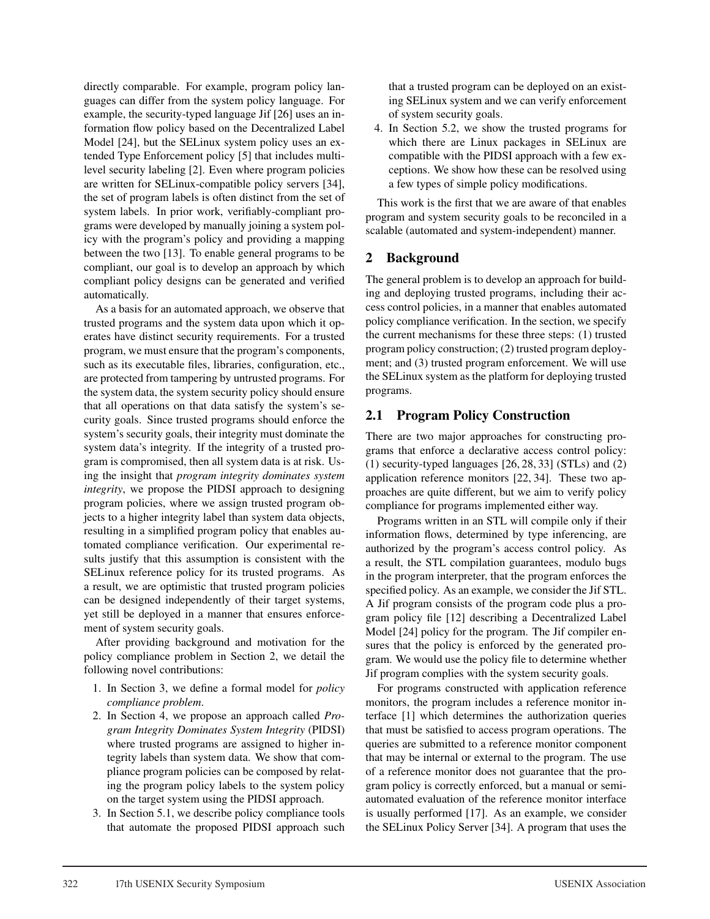directly comparable. For example, program policy languages can differ from the system policy language. For example, the security-typed language Jif [26] uses an information flow policy based on the Decentralized Label Model [24], but the SELinux system policy uses an extended Type Enforcement policy [5] that includes multi-level security labeling [2]. Even where program policies are written for SELinux-compatible policy servers [34], the set of program labels is often distinct from the set of system labels. In prior work, verifiably-compliant programs were developed by manually joining a system policy with the program's policy and providing a mapping between the two [13]. To enable general programs to be compliant, our goal is to develop an approach by which compliant policy designs can be generated and verified automatically.

As a basis for an automated approach, we observe that trusted programs and the system data upon which it operates have distinct security requirements. For a trusted program, we must ensure that the program's components, such as its executable files, libraries, configuration, etc., are protected from tampering by untrusted programs. For the system data, the system security policy should ensure that all operations on that data satisfy the system's security goals. Since trusted programs should enforce the system's security goals, their integrity must dominate the system data's integrity. If the integrity of a trusted program is compromised, then all system data is at risk. Using the insight that *program integrity dominates system integrity*, we propose the PIDSI approach to designing program policies, where we assign trusted program objects to a higher integrity label than system data objects, resulting in a simplified program policy that enables automated compliance verification. Our experimental results justify that this assumption is consistent with the SELinux reference policy for its trusted programs. As a result, we are optimistic that trusted program policies can be designed independently of their target systems, yet still be deployed in a manner that ensures enforcement of system security goals.

After providing background and motivation for the policy compliance problem in Section 2, we detail the following novel contributions:

1. In Section 3, we define a formal model for *policy compliance problem*.
2. In Section 4, we propose an approach called *Program Integrity Dominates System Integrity* (PIDSI) where trusted programs are assigned to higher integrity labels than system data. We show that compliance program policies can be composed by relating the program policy labels to the system policy on the target system using the PIDSI approach.
3. In Section 5.1, we describe policy compliance tools that automate the proposed PIDSI approach such that a trusted program can be deployed on an existing SELinux system and we can verify enforcement of system security goals.
4. In Section 5.2, we show the trusted programs for which there are Linux packages in SELinux are compatible with the PIDSI approach with a few exceptions. We show how these can be resolved using a few types of simple policy modifications.

This work is the first that we are aware of that enables program and system security goals to be reconciled in a scalable (automated and system-independent) manner.

## 2 Background

The general problem is to develop an approach for building and deploying trusted programs, including their access control policies, in a manner that enables automated policy compliance verification. In the section, we specify the current mechanisms for these three steps: (1) trusted program policy construction; (2) trusted program deployment; and (3) trusted program enforcement. We will use the SELinux system as the platform for deploying trusted programs.

### 2.1 Program Policy Construction

There are two major approaches for constructing programs that enforce a declarative access control policy: (1) security-typed languages [26, 28, 33] (STLs) and (2) application reference monitors [22, 34]. These two approaches are quite different, but we aim to verify policy compliance for programs implemented either way.

Programs written in an STL will compile only if their information flows, determined by type inferencing, are authorized by the program's access control policy. As a result, the STL compilation guarantees, modulo bugs in the program interpreter, that the program enforces the specified policy. As an example, we consider the Jif STL. A Jif program consists of the program code plus a program policy file [12] describing a Decentralized Label Model [24] policy for the program. The Jif compiler ensures that the policy is enforced by the generated program. We would use the policy file to determine whether Jif program complies with the system security goals.

For programs constructed with application reference monitors, the program includes a reference monitor interface [1] which determines the authorization queries that must be satisfied to access program operations. The queries are submitted to a reference monitor component that may be internal or external to the program. The use of a reference monitor does not guarantee that the program policy is correctly enforced, but a manual or semi-automated evaluation of the reference monitor interface is usually performed [17]. As an example, we consider the SELinux Policy Server [34]. A program that uses the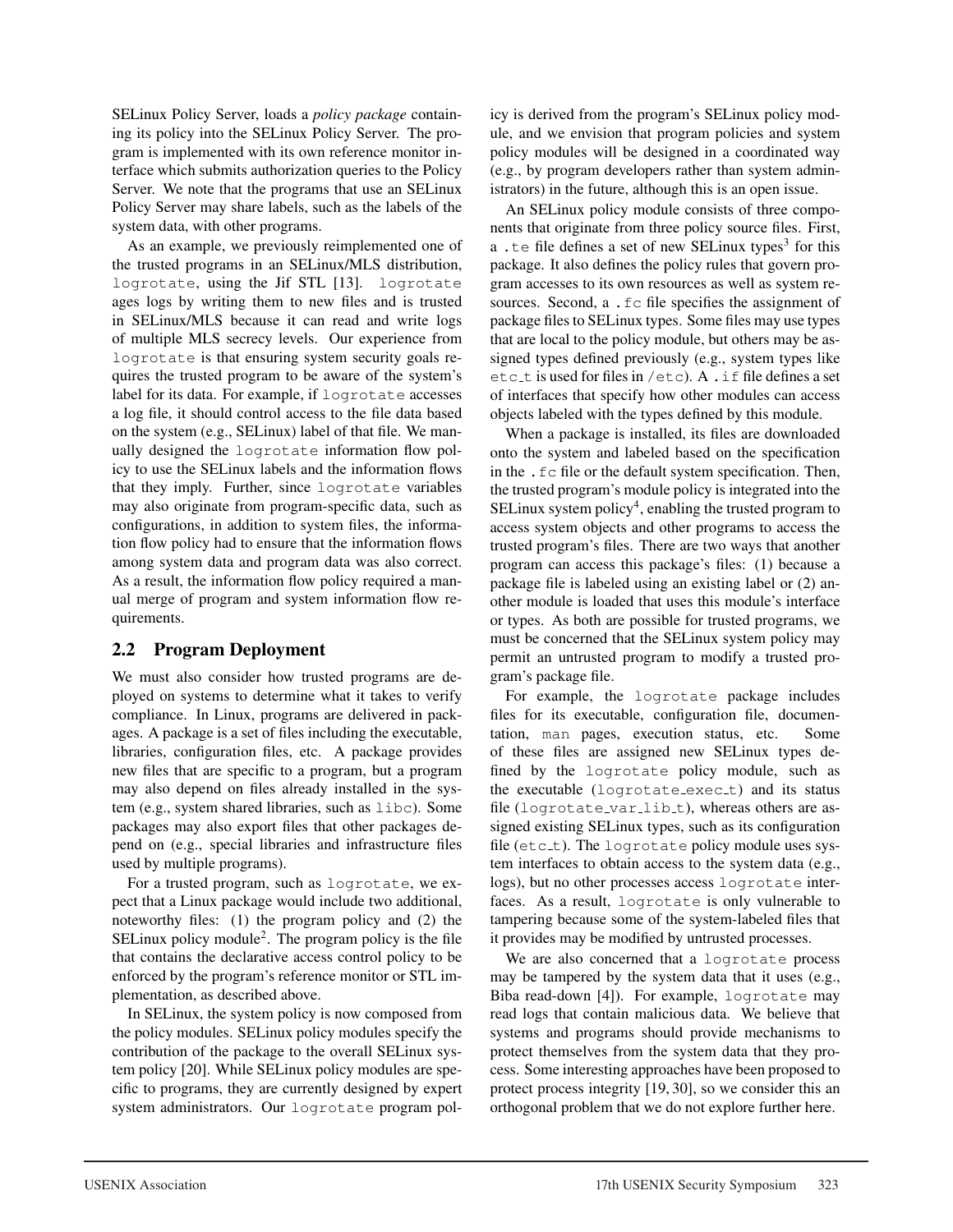SELinux Policy Server, loads a *policy package* containing its policy into the SELinux Policy Server. The program is implemented with its own reference monitor interface which submits authorization queries to the Policy Server. We note that the programs that use an SELinux Policy Server may share labels, such as the labels of the system data, with other programs.

As an example, we previously reimplemented one of the trusted programs in an SELinux/MLS distribution, `logrotate`, using the Jif STL [13]. `logrotate` ages logs by writing them to new files and is trusted in SELinux/MLS because it can read and write logs of multiple MLS secrecy levels. Our experience from `logrotate` is that ensuring system security goals requires the trusted program to be aware of the system's label for its data. For example, if `logrotate` accesses a log file, it should control access to the file data based on the system (e.g., SELinux) label of that file. We manually designed the `logrotate` information flow policy to use the SELinux labels and the information flows that they imply. Further, since `logrotate` variables may also originate from program-specific data, such as configurations, in addition to system files, the information flow policy had to ensure that the information flows among system data and program data was also correct. As a result, the information flow policy required a manual merge of program and system information flow requirements.

## 2.2 Program Deployment

We must also consider how trusted programs are deployed on systems to determine what it takes to verify compliance. In Linux, programs are delivered in packages. A package is a set of files including the executable, libraries, configuration files, etc. A package provides new files that are specific to a program, but a program may also depend on files already installed in the system (e.g., system shared libraries, such as `libc`). Some packages may also export files that other packages depend on (e.g., special libraries and infrastructure files used by multiple programs).

For a trusted program, such as `logrotate`, we expect that a Linux package would include two additional, noteworthy files: (1) the program policy and (2) the SELinux policy module[2]. The program policy is the file that contains the declarative access control policy to be enforced by the program's reference monitor or STL implementation, as described above.

In SELinux, the system policy is now composed from the policy modules. SELinux policy modules specify the contribution of the package to the overall SELinux system policy [20]. While SELinux policy modules are specific to programs, they are currently designed by expert system administrators. Our `logrotate` program policy is derived from the program's SELinux policy module, and we envision that program policies and system policy modules will be designed in a coordinated way (e.g., by program developers rather than system administrators) in the future, although this is an open issue.

An SELinux policy module consists of three components that originate from three policy source files. First, a `.te` file defines a set of new SELinux types[3] for this package. It also defines the policy rules that govern program accesses to its own resources as well as system resources. Second, a `.fc` file specifies the assignment of package files to SELinux types. Some files may use types that are local to the policy module, but others may be assigned types defined previously (e.g., system types like `etc_t` is used for files in `/etc`). A `.if` file defines a set of interfaces that specify how other modules can access objects labeled with the types defined by this module.

When a package is installed, its files are downloaded onto the system and labeled based on the specification in the `.fc` file or the default system specification. Then, the trusted program's module policy is integrated into the SELinux system policy[4], enabling the trusted program to access system objects and other programs to access the trusted program's files. There are two ways that another program can access this package's files: (1) because a package file is labeled using an existing label or (2) another module is loaded that uses this module's interface or types. As both are possible for trusted programs, we must be concerned that the SELinux system policy may permit an untrusted program to modify a trusted program's package file.

For example, the `logrotate` package includes files for its executable, configuration file, documentation, `man` pages, execution status, etc. Some of these files are assigned new SELinux types defined by the `logrotate` policy module, such as the executable (`logrotate_exec_t`) and its status file (`logrotate_var_lib_t`), whereas others are assigned existing SELinux types, such as its configuration file (`etc_t`). The `logrotate` policy module uses system interfaces to obtain access to the system data (e.g., logs), but no other processes access `logrotate` interfaces. As a result, `logrotate` is only vulnerable to tampering because some of the system-labeled files that it provides may be modified by untrusted processes.

We are also concerned that a `logrotate` process may be tampered by the system data that it uses (e.g., Biba read-down [4]). For example, `logrotate` may read logs that contain malicious data. We believe that systems and programs should provide mechanisms to protect themselves from the system data that they process. Some interesting approaches have been proposed to protect process integrity [19, 30], so we consider this an orthogonal problem that we do not explore further here.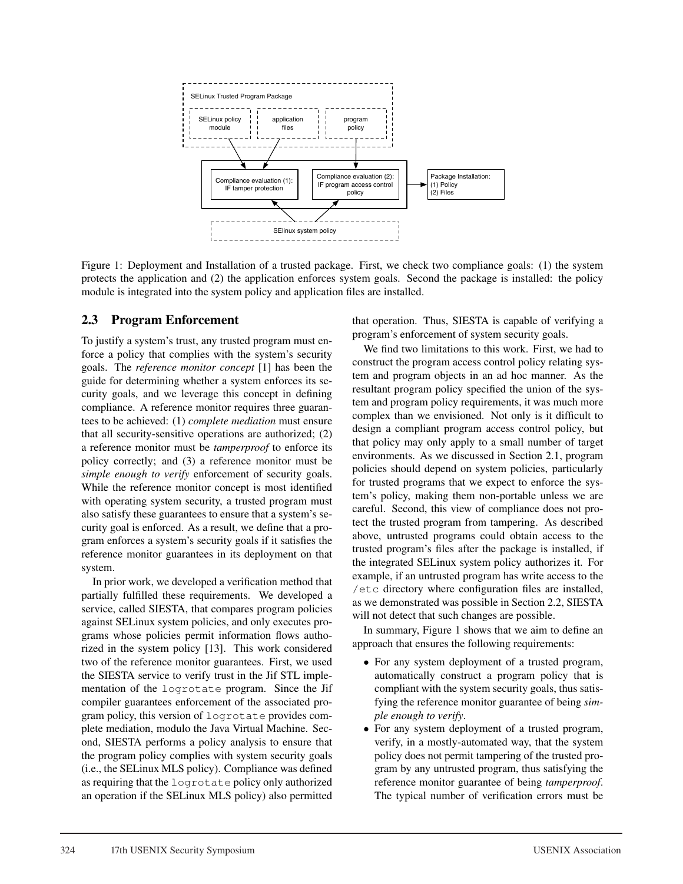Figure 1: Deployment and Installation of a trusted package. First, we check two compliance goals: (1) the system protects the application and (2) the application enforces system goals. Second the package is installed: the policy module is integrated into the system policy and application files are installed.

## 2.3 Program Enforcement

To justify a system's trust, any trusted program must enforce a policy that complies with the system's security goals. The *reference monitor concept* [1] has been the guide for determining whether a system enforces its security goals, and we leverage this concept in defining compliance. A reference monitor requires three guarantees to be achieved: (1) *complete mediation* must ensure that all security-sensitive operations are authorized; (2) a reference monitor must be *tamperproof* to enforce its policy correctly; and (3) a reference monitor must be *simple enough to verify* enforcement of security goals. While the reference monitor concept is most identified with operating system security, a trusted program must also satisfy these guarantees to ensure that a system's security goal is enforced. As a result, we define that a program enforces a system's security goals if it satisfies the reference monitor guarantees in its deployment on that system.

In prior work, we developed a verification method that partially fulfilled these requirements. We developed a service, called SIESTA, that compares program policies against SELinux system policies, and only executes programs whose policies permit information flows authorized in the system policy [13]. This work considered two of the reference monitor guarantees. First, we used the SIESTA service to verify trust in the Jif STL implementation of the `logrotate` program. Since the Jif compiler guarantees enforcement of the associated program policy, this version of `logrotate` provides complete mediation, modulo the Java Virtual Machine. Second, SIESTA performs a policy analysis to ensure that the program policy complies with system security goals (i.e., the SELinux MLS policy). Compliance was defined as requiring that the `logrotate` policy only authorized an operation if the SELinux MLS policy) also permitted that operation. Thus, SIESTA is capable of verifying a program's enforcement of system security goals.

We find two limitations to this work. First, we had to construct the program access control policy relating system and program objects in an ad hoc manner. As the resultant program policy specified the union of the system and program policy requirements, it was much more complex than we envisioned. Not only is it difficult to design a compliant program access control policy, but that policy may only apply to a small number of target environments. As we discussed in Section 2.1, program policies should depend on system policies, particularly for trusted programs that we expect to enforce the system's policy, making them non-portable unless we are careful. Second, this view of compliance does not protect the trusted program from tampering. As described above, untrusted programs could obtain access to the trusted program's files after the package is installed, if the integrated SELinux system policy authorizes it. For example, if an untrusted program has write access to the `/etc` directory where configuration files are installed, as we demonstrated was possible in Section 2.2, SIESTA will not detect that such changes are possible.

In summary, Figure 1 shows that we aim to define an approach that ensures the following requirements:

- For any system deployment of a trusted program, automatically construct a program policy that is compliant with the system security goals, thus satisfying the reference monitor guarantee of being *simple enough to verify*.
- For any system deployment of a trusted program, verify, in a mostly-automated way, that the system policy does not permit tampering of the trusted program by any untrusted program, thus satisfying the reference monitor guarantee of being *tamperproof*. The typical number of verification errors must be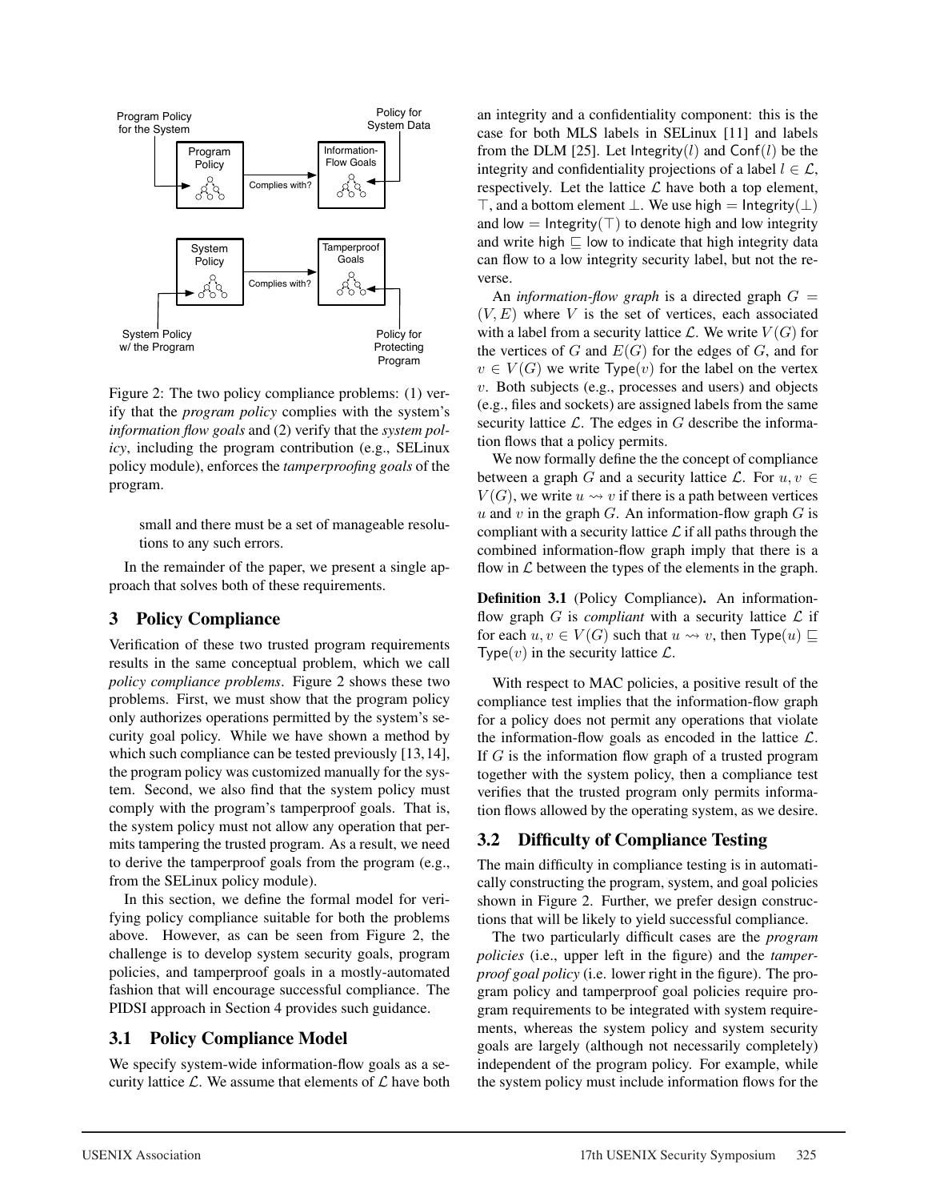Figure 2: The two policy compliance problems: (1) verify that the *program policy* complies with the system's *information flow goals* and (2) verify that the *system policy*, including the program contribution (e.g., SELinux policy module), enforces the *tamperproofing goals* of the program.

small and there must be a set of manageable resolutions to any such errors.

In the remainder of the paper, we present a single approach that solves both of these requirements.

## 3 Policy Compliance

Verification of these two trusted program requirements results in the same conceptual problem, which we call *policy compliance problems*. Figure 2 shows these two problems. First, we must show that the program policy only authorizes operations permitted by the system's security goal policy. While we have shown a method by which such compliance can be tested previously [13,14], the program policy was customized manually for the system. Second, we also find that the system policy must comply with the program's tamperproof goals. That is, the system policy must not allow any operation that permits tampering the trusted program. As a result, we need to derive the tamperproof goals from the program (e.g., from the SELinux policy module).

In this section, we define the formal model for verifying policy compliance suitable for both the problems above. However, as can be seen from Figure 2, the challenge is to develop system security goals, program policies, and tamperproof goals in a mostly-automated fashion that will encourage successful compliance. The PIDSI approach in Section 4 provides such guidance.

### 3.1 Policy Compliance Model

We specify system-wide information-flow goals as a security lattice $\mathcal{L}$. We assume that elements of $\mathcal{L}$ have both an integrity and a confidentiality component: this is the case for both MLS labels in SELinux [11] and labels from the DLM [25]. Let $\mathsf{Integrity}(l)$ and $\mathsf{Conf}(l)$ be the integrity and confidentiality projections of a label $l \in \mathcal{L}$, respectively. Let the lattice $\mathcal{L}$ have both a top element, $\top$, and a bottom element $\bot$. We use $\mathsf{high} = \mathsf{Integrity}(\bot)$ and $\mathsf{low} = \mathsf{Integrity}(\top)$ to denote high and low integrity and write $\mathsf{high} \sqsubseteq \mathsf{low}$ to indicate that high integrity data can flow to a low integrity security label, but not the reverse.

An *information-flow graph* is a directed graph $G = (V, E)$ where $V$ is the set of vertices, each associated with a label from a security lattice $\mathcal{L}$. We write $V(G)$ for the vertices of $G$ and $E(G)$ for the edges of $G$, and for $v \in V(G)$ we write $\mathsf{Type}(v)$ for the label on the vertex $v$. Both subjects (e.g., processes and users) and objects (e.g., files and sockets) are assigned labels from the same security lattice $\mathcal{L}$. The edges in $G$ describe the information flows that a policy permits.

We now formally define the the concept of compliance between a graph $G$ and a security lattice $\mathcal{L}$. For $u, v \in V(G)$, we write $u \rightsquigarrow v$ if there is a path between vertices $u$ and $v$ in the graph $G$. An information-flow graph $G$ is compliant with a security lattice $\mathcal{L}$ if all paths through the combined information-flow graph imply that there is a flow in $\mathcal{L}$ between the types of the elements in the graph.

**Definition 3.1** (Policy Compliance)**.** An information-flow graph $G$ is *compliant* with a security lattice $\mathcal{L}$ if for each $u, v \in V(G)$ such that $u \rightsquigarrow v$, then $\mathsf{Type}(u) \sqsubseteq \mathsf{Type}(v)$ in the security lattice $\mathcal{L}$.

With respect to MAC policies, a positive result of the compliance test implies that the information-flow graph for a policy does not permit any operations that violate the information-flow goals as encoded in the lattice $\mathcal{L}$. If $G$ is the information flow graph of a trusted program together with the system policy, then a compliance test verifies that the trusted program only permits information flows allowed by the operating system, as we desire.

### 3.2 Difficulty of Compliance Testing

The main difficulty in compliance testing is in automatically constructing the program, system, and goal policies shown in Figure 2. Further, we prefer design constructions that will be likely to yield successful compliance.

The two particularly difficult cases are the *program policies* (i.e., upper left in the figure) and the *tamperproof goal policy* (i.e. lower right in the figure). The program policy and tamperproof goal policies require program requirements to be integrated with system requirements, whereas the system policy and system security goals are largely (although not necessarily completely) independent of the program policy. For example, while the system policy must include information flows for the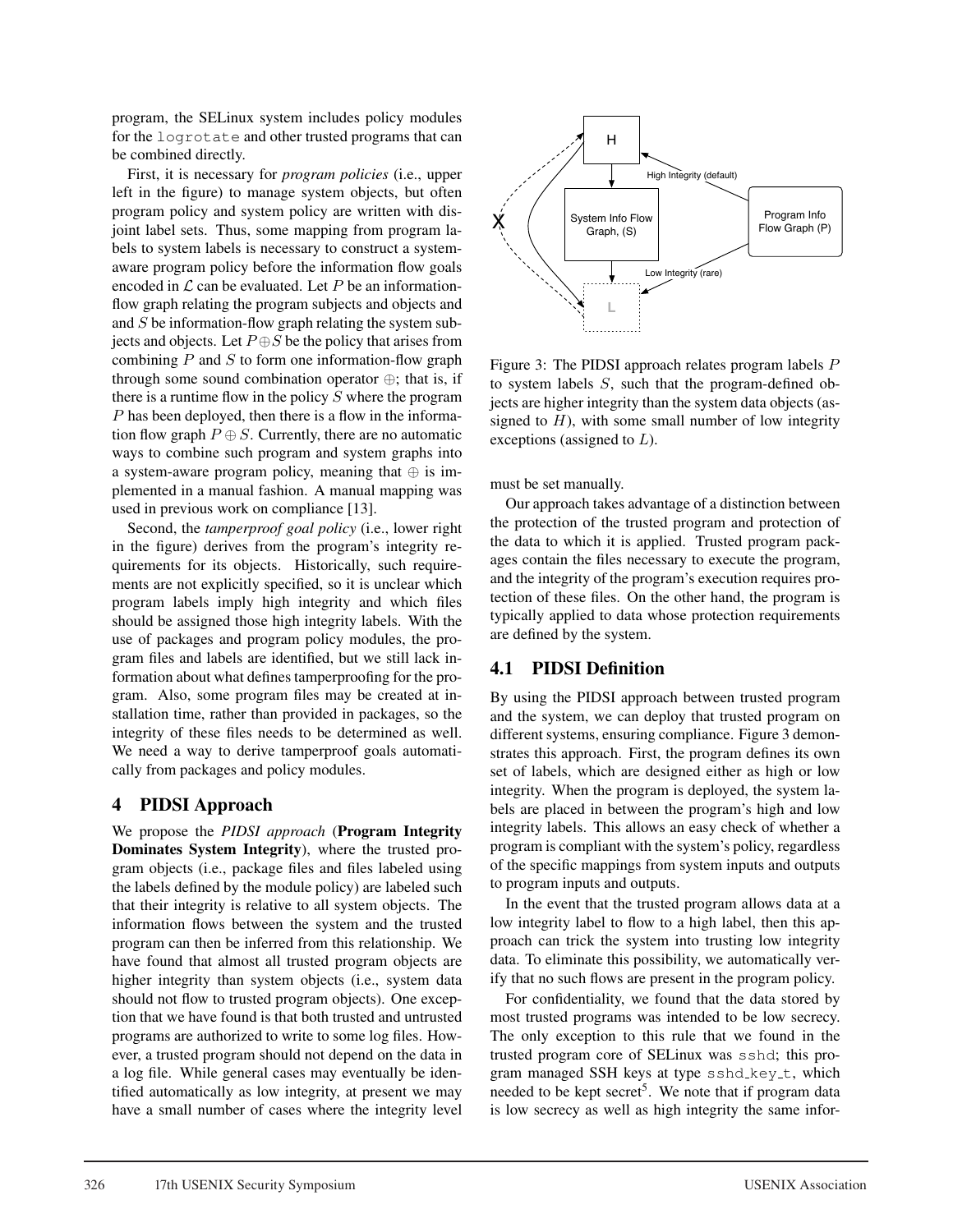program, the SELinux system includes policy modules for the `logrotate` and other trusted programs that can be combined directly.

First, it is necessary for *program policies* (i.e., upper left in the figure) to manage system objects, but often program policy and system policy are written with disjoint label sets. Thus, some mapping from program labels to system labels is necessary to construct a system-aware program policy before the information flow goals encoded in $\mathcal{L}$ can be evaluated. Let $P$ be an information-flow graph relating the program subjects and objects and and $S$ be information-flow graph relating the system subjects and objects. Let $P \oplus S$ be the policy that arises from combining $P$ and $S$ to form one information-flow graph through some sound combination operator $\oplus$; that is, if there is a runtime flow in the policy $S$ where the program $P$ has been deployed, then there is a flow in the information flow graph $P \oplus S$. Currently, there are no automatic ways to combine such program and system graphs into a system-aware program policy, meaning that $\oplus$ is implemented in a manual fashion. A manual mapping was used in previous work on compliance [13].

Second, the *tamperproof goal policy* (i.e., lower right in the figure) derives from the program's integrity requirements for its objects. Historically, such requirements are not explicitly specified, so it is unclear which program labels imply high integrity and which files should be assigned those high integrity labels. With the use of packages and program policy modules, the program files and labels are identified, but we still lack information about what defines tamperproofing for the program. Also, some program files may be created at installation time, rather than provided in packages, so the integrity of these files needs to be determined as well. We need a way to derive tamperproof goals automatically from packages and policy modules.

## 4 PIDSI Approach

We propose the *PIDSI approach* (**Program Integrity Dominates System Integrity**), where the trusted program objects (i.e., package files and files labeled using the labels defined by the module policy) are labeled such that their integrity is relative to all system objects. The information flows between the system and the trusted program can then be inferred from this relationship. We have found that almost all trusted program objects are higher integrity than system objects (i.e., system data should not flow to trusted program objects). One exception that we have found is that both trusted and untrusted programs are authorized to write to some log files. However, a trusted program should not depend on the data in a log file. While general cases may eventually be identified automatically as low integrity, at present we may have a small number of cases where the integrity level must be set manually.

Figure 3: The PIDSI approach relates program labels $P$ to system labels $S$, such that the program-defined objects are higher integrity than the system data objects (assigned to $H$), with some small number of low integrity exceptions (assigned to $L$).

Our approach takes advantage of a distinction between the protection of the trusted program and protection of the data to which it is applied. Trusted program packages contain the files necessary to execute the program, and the integrity of the program's execution requires protection of these files. On the other hand, the program is typically applied to data whose protection requirements are defined by the system.

### 4.1 PIDSI Definition

By using the PIDSI approach between trusted program and the system, we can deploy that trusted program on different systems, ensuring compliance. Figure 3 demonstrates this approach. First, the program defines its own set of labels, which are designed either as high or low integrity. When the program is deployed, the system labels are placed in between the program's high and low integrity labels. This allows an easy check of whether a program is compliant with the system's policy, regardless of the specific mappings from system inputs and outputs to program inputs and outputs.

In the event that the trusted program allows data at a low integrity label to flow to a high label, then this approach can trick the system into trusting low integrity data. To eliminate this possibility, we automatically verify that no such flows are present in the program policy.

For confidentiality, we found that the data stored by most trusted programs was intended to be low secrecy. The only exception to this rule that we found in the trusted program core of SELinux was `sshd`; this program managed SSH keys at type `sshd_key_t`, which needed to be kept secret[5]. We note that if program data is low secrecy as well as high integrity the same infor-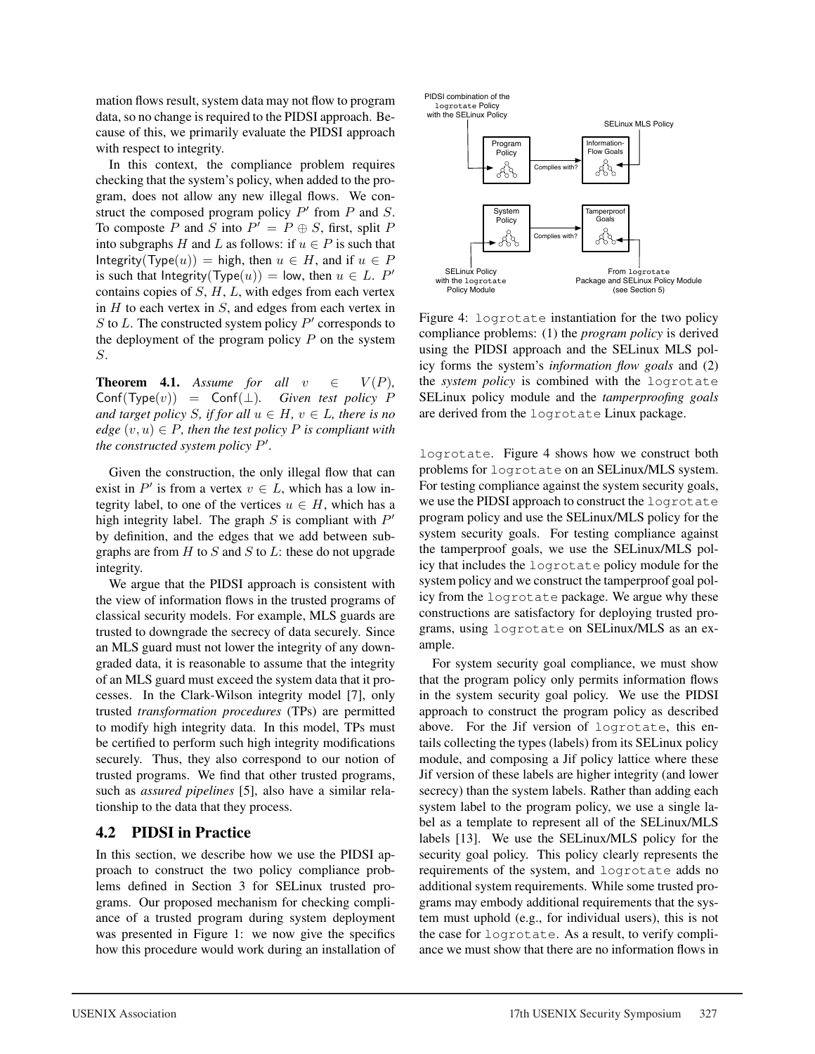mation flows result, system data may not flow to program data, so no change is required to the PIDSI approach. Because of this, we primarily evaluate the PIDSI approach with respect to integrity.

In this context, the compliance problem requires checking that the system's policy, when added to the program, does not allow any new illegal flows. We construct the composed program policy $P'$ from $P$ and $S$. To composte $P$ and $S$ into $P' = P \oplus S$, first, split $P$ into subgraphs $H$ and $L$ as follows: if $u \in P$ is such that $\mathsf{Integrity}(\mathsf{Type}(u)) = \mathsf{high}$, then $u \in H$, and if $u \in P$ is such that $\mathsf{Integrity}(\mathsf{Type}(u)) = \mathsf{low}$, then $u \in L$. $P'$ contains copies of $S$, $H$, $L$, with edges from each vertex in $H$ to each vertex in $S$, and edges from each vertex in $S$ to $L$. The constructed system policy $P'$ corresponds to the deployment of the program policy $P$ on the system $S$.

**Theorem 4.1.** *Assume for all $v \in V(P)$, $\mathsf{Conf}(\mathsf{Type}(v)) = \mathsf{Conf}(\bot)$. Given test policy $P$ and target policy $S$, if for all $u \in H$, $v \in L$, there is no edge $(v, u) \in P$, then the test policy $P$ is compliant with the constructed system policy $P'$.*

Given the construction, the only illegal flow that can exist in $P'$ is from a vertex $v \in L$, which has a low integrity label, to one of the vertices $u \in H$, which has a high integrity label. The graph $S$ is compliant with $P'$ by definition, and the edges that we add between subgraphs are from $H$ to $S$ and $S$ to $L$: these do not upgrade integrity.

We argue that the PIDSI approach is consistent with the view of information flows in the trusted programs of classical security models. For example, MLS guards are trusted to downgrade the secrecy of data securely. Since an MLS guard must not lower the integrity of any downgraded data, it is reasonable to assume that the integrity of an MLS guard must exceed the system data that it processes. In the Clark-Wilson integrity model [7], only trusted *transformation procedures* (TPs) are permitted to modify high integrity data. In this model, TPs must be certified to perform such high integrity modifications securely. Thus, they also correspond to our notion of trusted programs. We find that other trusted programs, such as *assured pipelines* [5], also have a similar relationship to the data that they process.

## 4.2 PIDSI in Practice

In this section, we describe how we use the PIDSI approach to construct the two policy compliance problems defined in Section 3 for SELinux trusted programs. Our proposed mechanism for checking compliance of a trusted program during system deployment was presented in Figure 1: we now give the specifics how this procedure would work during an installation of `logrotate`. Figure 4 shows how we construct both problems for `logrotate` on an SELinux/MLS system. For testing compliance against the system security goals, we use the PIDSI approach to construct the `logrotate` program policy and use the SELinux/MLS policy for the system security goals. For testing compliance against the tamperproof goals, we use the SELinux/MLS policy that includes the `logrotate` policy module for the system policy and we construct the tamperproof goal policy from the `logrotate` package. We argue why these constructions are satisfactory for deploying trusted programs, using `logrotate` on SELinux/MLS as an example.

Figure 4: `logrotate` instantiation for the two policy compliance problems: (1) the *program policy* is derived using the PIDSI approach and the SELinux MLS policy forms the system's *information flow goals* and (2) the *system policy* is combined with the `logrotate` SELinux policy module and the *tamperproofing goals* are derived from the `logrotate` Linux package.

For system security goal compliance, we must show that the program policy only permits information flows in the system security goal policy. We use the PIDSI approach to construct the program policy as described above. For the Jif version of `logrotate`, this entails collecting the types (labels) from its SELinux policy module, and composing a Jif policy lattice where these Jif version of these labels are higher integrity (and lower secrecy) than the system labels. Rather than adding each system label to the program policy, we use a single label as a template to represent all of the SELinux/MLS labels [13]. We use the SELinux/MLS policy for the security goal policy. This policy clearly represents the requirements of the system, and `logrotate` adds no additional system requirements. While some trusted programs may embody additional requirements that the system must uphold (e.g., for individual users), this is not the case for `logrotate`. As a result, to verify compliance we must show that there are no information flows in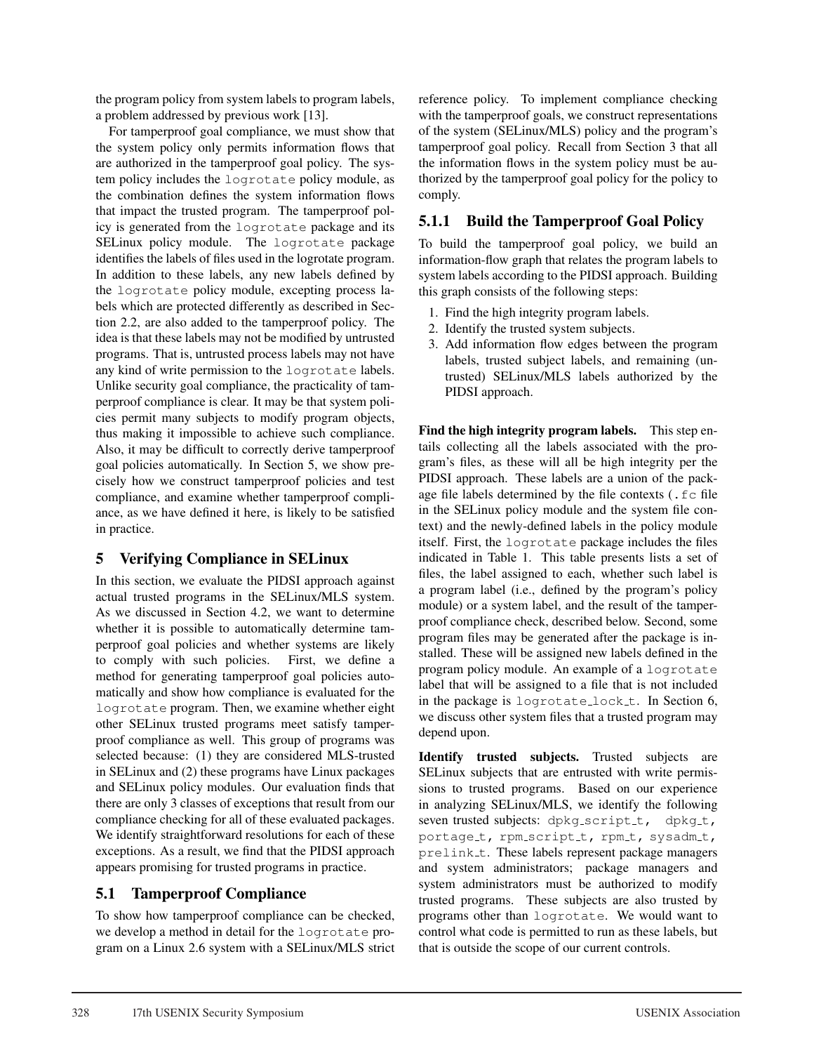the program policy from system labels to program labels, a problem addressed by previous work [13].

For tamperproof goal compliance, we must show that the system policy only permits information flows that are authorized in the tamperproof goal policy. The system policy includes the `logrotate` policy module, as the combination defines the system information flows that impact the trusted program. The tamperproof policy is generated from the `logrotate` package and its SELinux policy module. The `logrotate` package identifies the labels of files used in the logrotate program. In addition to these labels, any new labels defined by the `logrotate` policy module, excepting process labels which are protected differently as described in Section 2.2, are also added to the tamperproof policy. The idea is that these labels may not be modified by untrusted programs. That is, untrusted process labels may not have any kind of write permission to the `logrotate` labels. Unlike security goal compliance, the practicality of tamperproof compliance is clear. It may be that system policies permit many subjects to modify program objects, thus making it impossible to achieve such compliance. Also, it may be difficult to correctly derive tamperproof goal policies automatically. In Section 5, we show precisely how we construct tamperproof policies and test compliance, and examine whether tamperproof compliance, as we have defined it here, is likely to be satisfied in practice.

# 5 Verifying Compliance in SELinux

In this section, we evaluate the PIDSI approach against actual trusted programs in the SELinux/MLS system. As we discussed in Section 4.2, we want to determine whether it is possible to automatically determine tamperproof goal policies and whether systems are likely to comply with such policies. First, we define a method for generating tamperproof goal policies automatically and show how compliance is evaluated for the `logrotate` program. Then, we examine whether eight other SELinux trusted programs meet satisfy tamperproof compliance as well. This group of programs was selected because: (1) they are considered MLS-trusted in SELinux and (2) these programs have Linux packages and SELinux policy modules. Our evaluation finds that there are only 3 classes of exceptions that result from our compliance checking for all of these evaluated packages. We identify straightforward resolutions for each of these exceptions. As a result, we find that the PIDSI approach appears promising for trusted programs in practice.

## 5.1 Tamperproof Compliance

To show how tamperproof compliance can be checked, we develop a method in detail for the `logrotate` program on a Linux 2.6 system with a SELinux/MLS strict reference policy. To implement compliance checking with the tamperproof goals, we construct representations of the system (SELinux/MLS) policy and the program's tamperproof goal policy. Recall from Section 3 that all the information flows in the system policy must be authorized by the tamperproof goal policy for the policy to comply.

### 5.1.1 Build the Tamperproof Goal Policy

To build the tamperproof goal policy, we build an information-flow graph that relates the program labels to system labels according to the PIDSI approach. Building this graph consists of the following steps:

1. Find the high integrity program labels.
2. Identify the trusted system subjects.
3. Add information flow edges between the program labels, trusted subject labels, and remaining (untrusted) SELinux/MLS labels authorized by the PIDSI approach.

**Find the high integrity program labels.** This step entails collecting all the labels associated with the program's files, as these will all be high integrity per the PIDSI approach. These labels are a union of the package file labels determined by the file contexts (`.fc` file in the SELinux policy module and the system file context) and the newly-defined labels in the policy module itself. First, the `logrotate` package includes the files indicated in Table 1. This table presents lists a set of files, the label assigned to each, whether such label is a program label (i.e., defined by the program's policy module) or a system label, and the result of the tamperproof compliance check, described below. Second, some program files may be generated after the package is installed. These will be assigned new labels defined in the program policy module. An example of a `logrotate` label that will be assigned to a file that is not included in the package is `logrotate_lock_t`. In Section 6, we discuss other system files that a trusted program may depend upon.

**Identify trusted subjects.** Trusted subjects are SELinux subjects that are entrusted with write permissions to trusted programs. Based on our experience in analyzing SELinux/MLS, we identify the following seven trusted subjects: `dpkg_script_t`, `dpkg_t`, `portage_t`, `rpm_script_t`, `rpm_t`, `sysadm_t`, `prelink_t`. These labels represent package managers and system administrators; package managers and system administrators must be authorized to modify trusted programs. These subjects are also trusted by programs other than `logrotate`. We would want to control what code is permitted to run as these labels, but that is outside the scope of our current controls.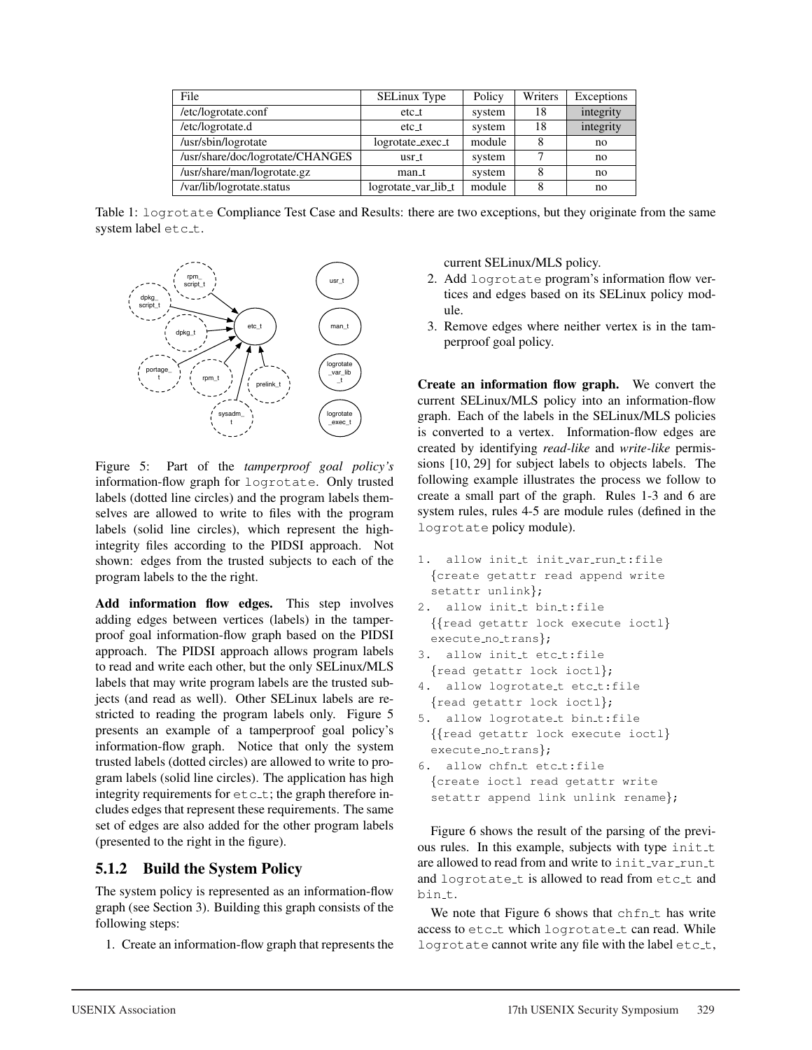| File | SELinux Type | Policy | Writers | Exceptions |
| --- | --- | --- | --- | --- |
| /etc/logrotate.conf | etc_t | system | 18 | integrity |
| /etc/logrotate.d | etc_t | system | 18 | integrity |
| /usr/sbin/logrotate | logrotate_exec_t | module | 8 | no |
| /usr/share/doc/logrotate/CHANGES | usr_t | system | 7 | no |
| /usr/share/man/logrotate.gz | man_t | system | 8 | no |
| /var/lib/logrotate.status | logrotate_var_lib_t | module | 8 | no |

Table 1: `logrotate` Compliance Test Case and Results: there are two exceptions, but they originate from the same system label `etc_t`.

Figure 5: Part of the *tamperproof goal policy's* information-flow graph for `logrotate`. Only trusted labels (dotted line circles) and the program labels themselves are allowed to write to files with the program labels (solid line circles), which represent the high-integrity files according to the PIDSI approach. Not shown: edges from the trusted subjects to each of the program labels to the the right.

**Add information flow edges.** This step involves adding edges between vertices (labels) in the tamperproof goal information-flow graph based on the PIDSI approach. The PIDSI approach allows program labels to read and write each other, but the only SELinux/MLS labels that may write program labels are the trusted subjects (and read as well). Other SELinux labels are restricted to reading the program labels only. Figure 5 presents an example of a tamperproof goal policy's information-flow graph. Notice that only the system trusted labels (dotted circles) are allowed to write to program labels (solid line circles). The application has high integrity requirements for `etc_t`; the graph therefore includes edges that represent these requirements. The same set of edges are also added for the other program labels (presented to the right in the figure).

### 5.1.2 Build the System Policy

The system policy is represented as an information-flow graph (see Section 3). Building this graph consists of the following steps:

1. Create an information-flow graph that represents the current SELinux/MLS policy.
2. Add `logrotate` program's information flow vertices and edges based on its SELinux policy module.
3. Remove edges where neither vertex is in the tamperproof goal policy.

**Create an information flow graph.** We convert the current SELinux/MLS policy into an information-flow graph. Each of the labels in the SELinux/MLS policies is converted to a vertex. Information-flow edges are created by identifying *read-like* and *write-like* permissions [10, 29] for subject labels to objects labels. The following example illustrates the process we follow to create a small part of the graph. Rules 1-3 and 6 are system rules, rules 4-5 are module rules (defined in the `logrotate` policy module).

```
1.  allow init_t init_var_run_t:file
  {create getattr read append write
  setattr unlink};
2.  allow init_t bin_t:file
  {{read getattr lock execute ioctl}
  execute_no_trans};
3.  allow init_t etc_t:file
  {read getattr lock ioctl};
4.  allow logrotate_t etc_t:file
  {read getattr lock ioctl};
5.  allow logrotate_t bin_t:file
  {{read getattr lock execute ioctl}
  execute_no_trans};
6.  allow chfn_t etc_t:file
  {create ioctl read getattr write
  setattr append link unlink rename};
```

Figure 6 shows the result of the parsing of the previous rules. In this example, subjects with type `init_t` are allowed to read from and write to `init_var_run_t` and `logrotate_t` is allowed to read from `etc_t` and `bin_t`.

We note that Figure 6 shows that `chfn_t` has write access to `etc_t` which `logrotate_t` can read. While `logrotate` cannot write any file with the label `etc_t`,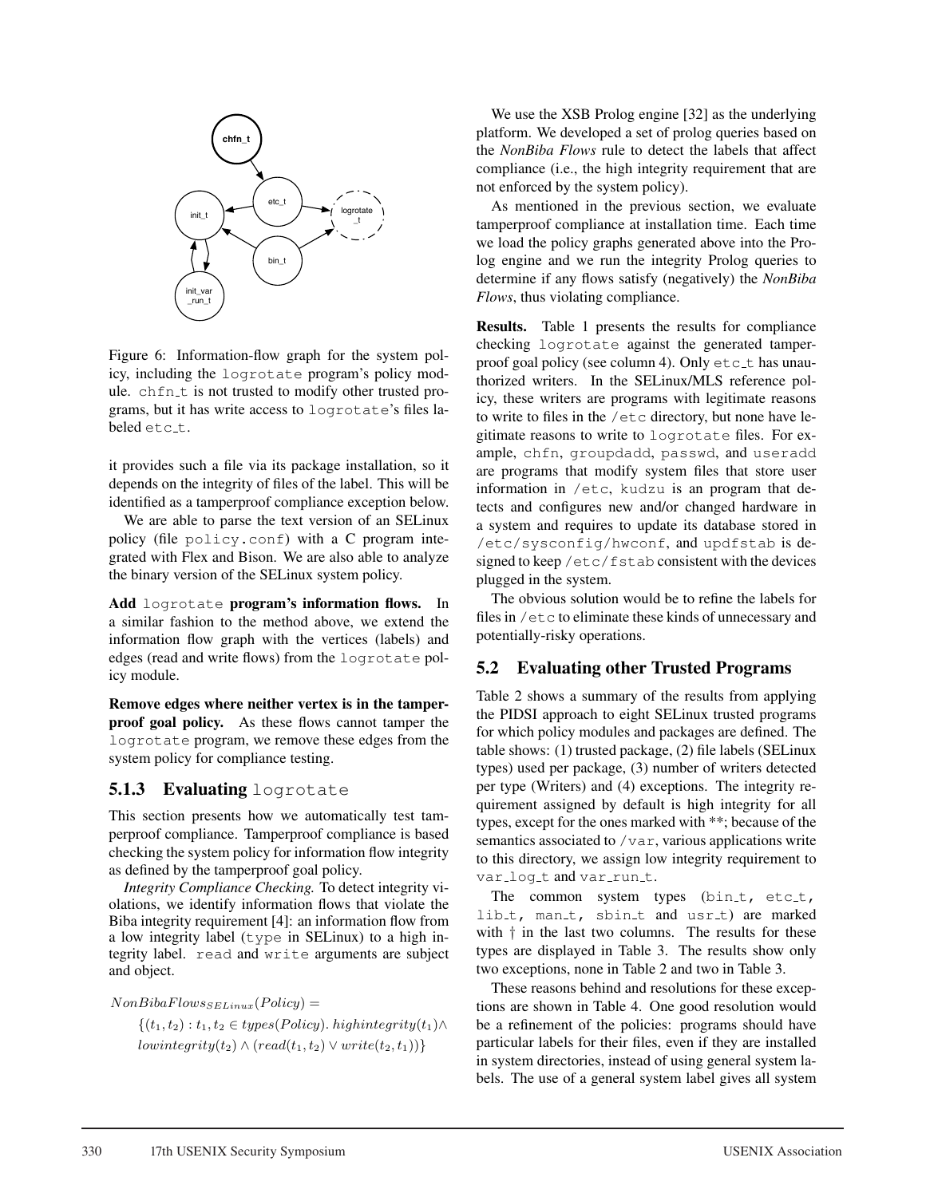Figure 6: Information-flow graph for the system policy, including the `logrotate` program's policy module. `chfn_t` is not trusted to modify other trusted programs, but it has write access to `logrotate`'s files labeled `etc_t`.

it provides such a file via its package installation, so it depends on the integrity of files of the label. This will be identified as a tamperproof compliance exception below.

We are able to parse the text version of an SELinux policy (file `policy.conf`) with a C program integrated with Flex and Bison. We are also able to analyze the binary version of the SELinux system policy.

**Add `logrotate` program's information flows.** In a similar fashion to the method above, we extend the information flow graph with the vertices (labels) and edges (read and write flows) from the `logrotate` policy module.

**Remove edges where neither vertex is in the tamperproof goal policy.** As these flows cannot tamper the `logrotate` program, we remove these edges from the system policy for compliance testing.

### 5.1.3 Evaluating `logrotate`

This section presents how we automatically test tamperproof compliance. Tamperproof compliance is based checking the system policy for information flow integrity as defined by the tamperproof goal policy.

*Integrity Compliance Checking.* To detect integrity violations, we identify information flows that violate the Biba integrity requirement [4]: an information flow from a low integrity label (`type` in SELinux) to a high integrity label. `read` and `write` arguments are subject and object.

$$NonBibaFlows_{SELinux}(Policy) = \{(t_1, t_2) : t_1, t_2 \in types(Policy).\ highintegrity(t_1) \wedge lowintegrity(t_2) \wedge (read(t_1, t_2) \vee write(t_2, t_1))\}$$

We use the XSB Prolog engine [32] as the underlying platform. We developed a set of prolog queries based on the *NonBiba Flows* rule to detect the labels that affect compliance (i.e., the high integrity requirement that are not enforced by the system policy).

As mentioned in the previous section, we evaluate tamperproof compliance at installation time. Each time we load the policy graphs generated above into the Prolog engine and we run the integrity Prolog queries to determine if any flows satisfy (negatively) the *NonBiba Flows*, thus violating compliance.

**Results.** Table 1 presents the results for compliance checking `logrotate` against the generated tamperproof goal policy (see column 4). Only `etc_t` has unauthorized writers. In the SELinux/MLS reference policy, these writers are programs with legitimate reasons to write to files in the `/etc` directory, but none have legitimate reasons to write to `logrotate` files. For example, `chfn`, `groupdadd`, `passwd`, and `useradd` are programs that modify system files that store user information in `/etc`, `kudzu` is an program that detects and configures new and/or changed hardware in a system and requires to update its database stored in `/etc/sysconfig/hwconf`, and `updfstab` is designed to keep `/etc/fstab` consistent with the devices plugged in the system.

The obvious solution would be to refine the labels for files in `/etc` to eliminate these kinds of unnecessary and potentially-risky operations.

## 5.2 Evaluating other Trusted Programs

Table 2 shows a summary of the results from applying the PIDSI approach to eight SELinux trusted programs for which policy modules and packages are defined. The table shows: (1) trusted package, (2) file labels (SELinux types) used per package, (3) number of writers detected per type (Writers) and (4) exceptions. The integrity requirement assigned by default is high integrity for all types, except for the ones marked with **; because of the semantics associated to `/var`, various applications write to this directory, we assign low integrity requirement to `var_log_t` and `var_run_t`.

The common system types (`bin_t`, `etc_t`, `lib_t`, `man_t`, `sbin_t` and `usr_t`) are marked with † in the last two columns. The results for these types are displayed in Table 3. The results show only two exceptions, none in Table 2 and two in Table 3.

These reasons behind and resolutions for these exceptions are shown in Table 4. One good resolution would be a refinement of the policies: programs should have particular labels for their files, even if they are installed in system directories, instead of using general system labels. The use of a general system label gives all system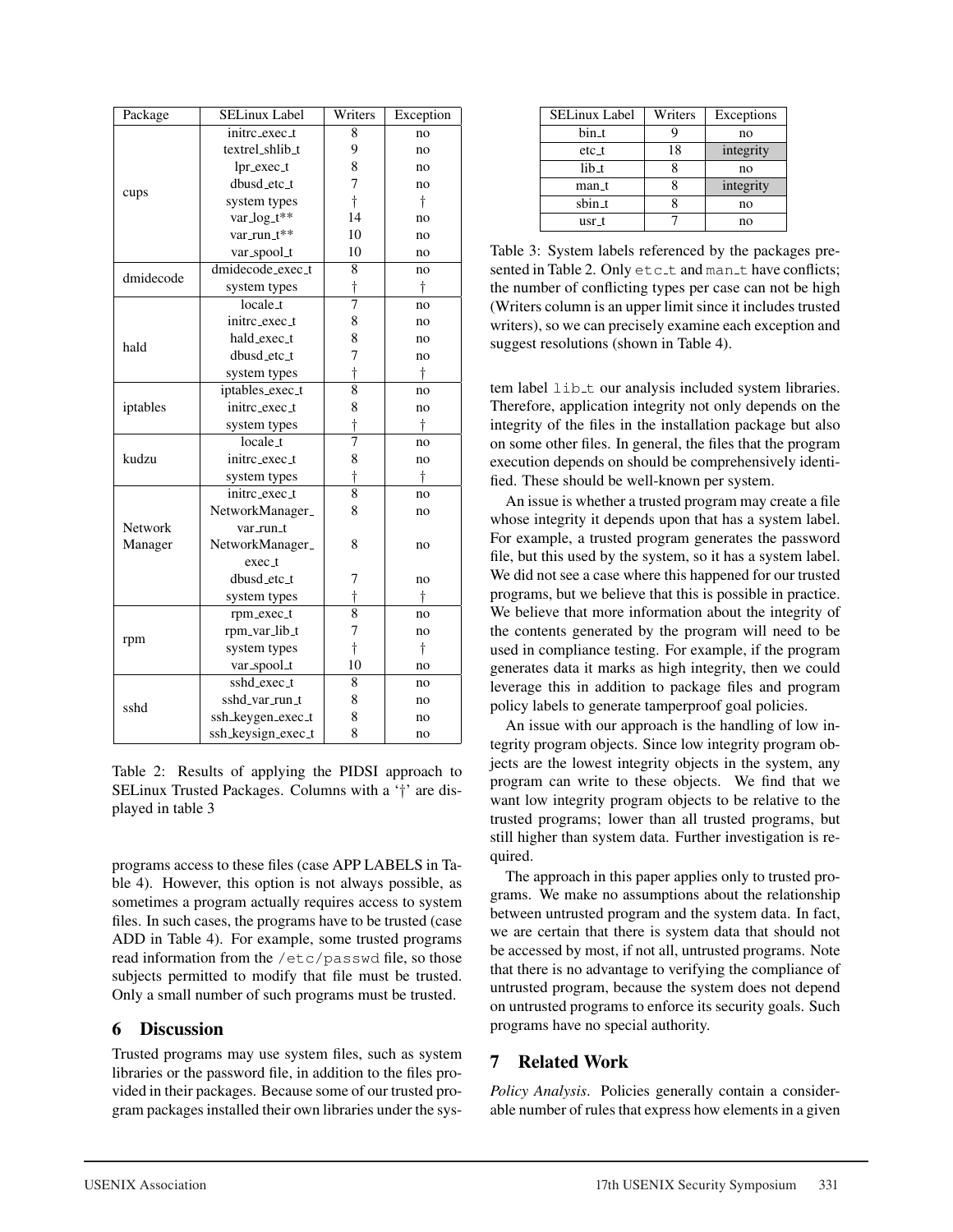| Package | SELinux Label | Writers | Exception |
|---|---|---|---|
| cups | initrc_exec_t | 8 | no |
| | textrel_shlib_t | 9 | no |
| | lpr_exec_t | 8 | no |
| | dbusd_etc_t | 7 | no |
| | system types | † | † |
| | var_log_t** | 14 | no |
| | var_run_t** | 10 | no |
| | var_spool_t | 10 | no |
| dmidecode | dmidecode_exec_t | 8 | no |
| | system types | † | † |
| hald | locale_t | 7 | no |
| | initrc_exec_t | 8 | no |
| | hald_exec_t | 8 | no |
| | dbusd_etc_t | 7 | no |
| | system types | † | † |
| iptables | iptables_exec_t | 8 | no |
| | initrc_exec_t | 8 | no |
| | system types | † | † |
| kudzu | locale_t | 7 | no |
| | initrc_exec_t | 8 | no |
| | system types | † | † |
| Network Manager | initrc_exec_t | 8 | no |
| | NetworkManager_var_run_t | 8 | no |
| | NetworkManager_exec_t | 8 | no |
| | dbusd_etc_t | 7 | no |
| | system types | † | † |
| rpm | rpm_exec_t | 8 | no |
| | rpm_var_lib_t | 7 | no |
| | system types | † | † |
| | var_spool_t | 10 | no |
| sshd | sshd_exec_t | 8 | no |
| | sshd_var_run_t | 8 | no |
| | ssh_keygen_exec_t | 8 | no |
| | ssh_keysign_exec_t | 8 | no |

Table 2: Results of applying the PIDSI approach to SELinux Trusted Packages. Columns with a '†' are displayed in table 3

programs access to these files (case APP LABELS in Table 4). However, this option is not always possible, as sometimes a program actually requires access to system files. In such cases, the programs have to be trusted (case ADD in Table 4). For example, some trusted programs read information from the `/etc/passwd` file, so those subjects permitted to modify that file must be trusted. Only a small number of such programs must be trusted.

## 6 Discussion

Trusted programs may use system files, such as system libraries or the password file, in addition to the files provided in their packages. Because some of our trusted program packages installed their own libraries under the system label `lib_t` our analysis included system libraries. Therefore, application integrity not only depends on the integrity of the files in the installation package but also on some other files. In general, the files that the program execution depends on should be comprehensively identified. These should be well-known per system.

| SELinux Label | Writers | Exceptions |
|---|---|---|
| bin_t | 9 | no |
| etc_t | 18 | integrity |
| lib_t | 8 | no |
| man_t | 8 | integrity |
| sbin_t | 8 | no |
| usr_t | 7 | no |

Table 3: System labels referenced by the packages presented in Table 2. Only `etc_t` and `man_t` have conflicts; the number of conflicting types per case can not be high (Writers column is an upper limit since it includes trusted writers), so we can precisely examine each exception and suggest resolutions (shown in Table 4).

An issue is whether a trusted program may create a file whose integrity it depends upon that has a system label. For example, a trusted program generates the password file, but this used by the system, so it has a system label. We did not see a case where this happened for our trusted programs, but we believe that this is possible in practice. We believe that more information about the integrity of the contents generated by the program will need to be used in compliance testing. For example, if the program generates data it marks as high integrity, then we could leverage this in addition to package files and program policy labels to generate tamperproof goal policies.

An issue with our approach is the handling of low integrity program objects. Since low integrity program objects are the lowest integrity objects in the system, any program can write to these objects. We find that we want low integrity program objects to be relative to the trusted programs; lower than all trusted programs, but still higher than system data. Further investigation is required.

The approach in this paper applies only to trusted programs. We make no assumptions about the relationship between untrusted program and the system data. In fact, we are certain that there is system data that should not be accessed by most, if not all, untrusted programs. Note that there is no advantage to verifying the compliance of untrusted program, because the system does not depend on untrusted programs to enforce its security goals. Such programs have no special authority.

## 7 Related Work

*Policy Analysis*. Policies generally contain a considerable number of rules that express how elements in a given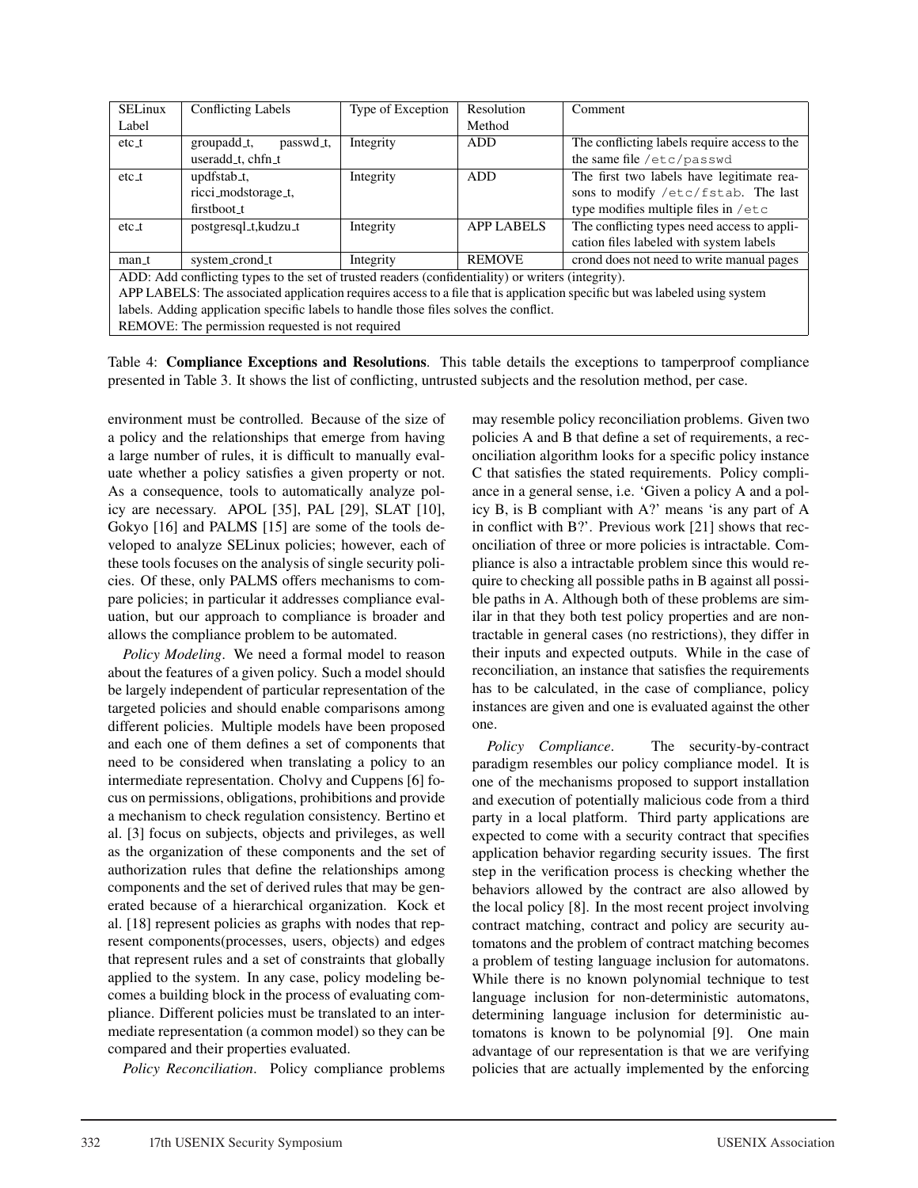| SELinux Label | Conflicting Labels | Type of Exception | Resolution Method | Comment |
|---|---|---|---|---|
| etc_t | groupadd_t, passwd_t, useradd_t, chfn_t | Integrity | ADD | The conflicting labels require access to the same file /etc/passwd |
| etc_t | updfstab_t, ricci_modstorage_t, firstboot_t | Integrity | ADD | The first two labels have legitimate reasons to modify /etc/fstab. The last type modifies multiple files in /etc |
| etc_t | postgresql_t,kudzu_t | Integrity | APP LABELS | The conflicting types need access to application files labeled with system labels |
| man_t | system_crond_t | Integrity | REMOVE | crond does not need to write manual pages |
| ADD: Add conflicting types to the set of trusted readers (confidentiality) or writers (integrity). APP LABELS: The associated application requires access to a file that is application specific but was labeled using system labels. Adding application specific labels to handle those files solves the conflict. REMOVE: The permission requested is not required | | | | |

Table 4: **Compliance Exceptions and Resolutions**. This table details the exceptions to tamperproof compliance presented in Table 3. It shows the list of conflicting, untrusted subjects and the resolution method, per case.

environment must be controlled. Because of the size of a policy and the relationships that emerge from having a large number of rules, it is difficult to manually evaluate whether a policy satisfies a given property or not. As a consequence, tools to automatically analyze policy are necessary. APOL [35], PAL [29], SLAT [10], Gokyo [16] and PALMS [15] are some of the tools developed to analyze SELinux policies; however, each of these tools focuses on the analysis of single security policies. Of these, only PALMS offers mechanisms to compare policies; in particular it addresses compliance evaluation, but our approach to compliance is broader and allows the compliance problem to be automated.

*Policy Modeling*. We need a formal model to reason about the features of a given policy. Such a model should be largely independent of particular representation of the targeted policies and should enable comparisons among different policies. Multiple models have been proposed and each one of them defines a set of components that need to be considered when translating a policy to an intermediate representation. Cholvy and Cuppens [6] focus on permissions, obligations, prohibitions and provide a mechanism to check regulation consistency. Bertino et al. [3] focus on subjects, objects and privileges, as well as the organization of these components and the set of authorization rules that define the relationships among components and the set of derived rules that may be generated because of a hierarchical organization. Kock et al. [18] represent policies as graphs with nodes that represent components(processes, users, objects) and edges that represent rules and a set of constraints that globally applied to the system. In any case, policy modeling becomes a building block in the process of evaluating compliance. Different policies must be translated to an intermediate representation (a common model) so they can be compared and their properties evaluated.

*Policy Reconciliation*. Policy compliance problems may resemble policy reconciliation problems. Given two policies A and B that define a set of requirements, a reconciliation algorithm looks for a specific policy instance C that satisfies the stated requirements. Policy compliance in a general sense, i.e. 'Given a policy A and a policy B, is B compliant with A?' means 'is any part of A in conflict with B?'. Previous work [21] shows that reconciliation of three or more policies is intractable. Compliance is also a intractable problem since this would require to checking all possible paths in B against all possible paths in A. Although both of these problems are similar in that they both test policy properties and are nontractable in general cases (no restrictions), they differ in their inputs and expected outputs. While in the case of reconciliation, an instance that satisfies the requirements has to be calculated, in the case of compliance, policy instances are given and one is evaluated against the other one.

*Policy Compliance*. The security-by-contract paradigm resembles our policy compliance model. It is one of the mechanisms proposed to support installation and execution of potentially malicious code from a third party in a local platform. Third party applications are expected to come with a security contract that specifies application behavior regarding security issues. The first step in the verification process is checking whether the behaviors allowed by the contract are also allowed by the local policy [8]. In the most recent project involving contract matching, contract and policy are security automatons and the problem of contract matching becomes a problem of testing language inclusion for automatons. While there is no known polynomial technique to test language inclusion for non-deterministic automatons, determining language inclusion for deterministic automatons is known to be polynomial [9]. One main advantage of our representation is that we are verifying policies that are actually implemented by the enforcing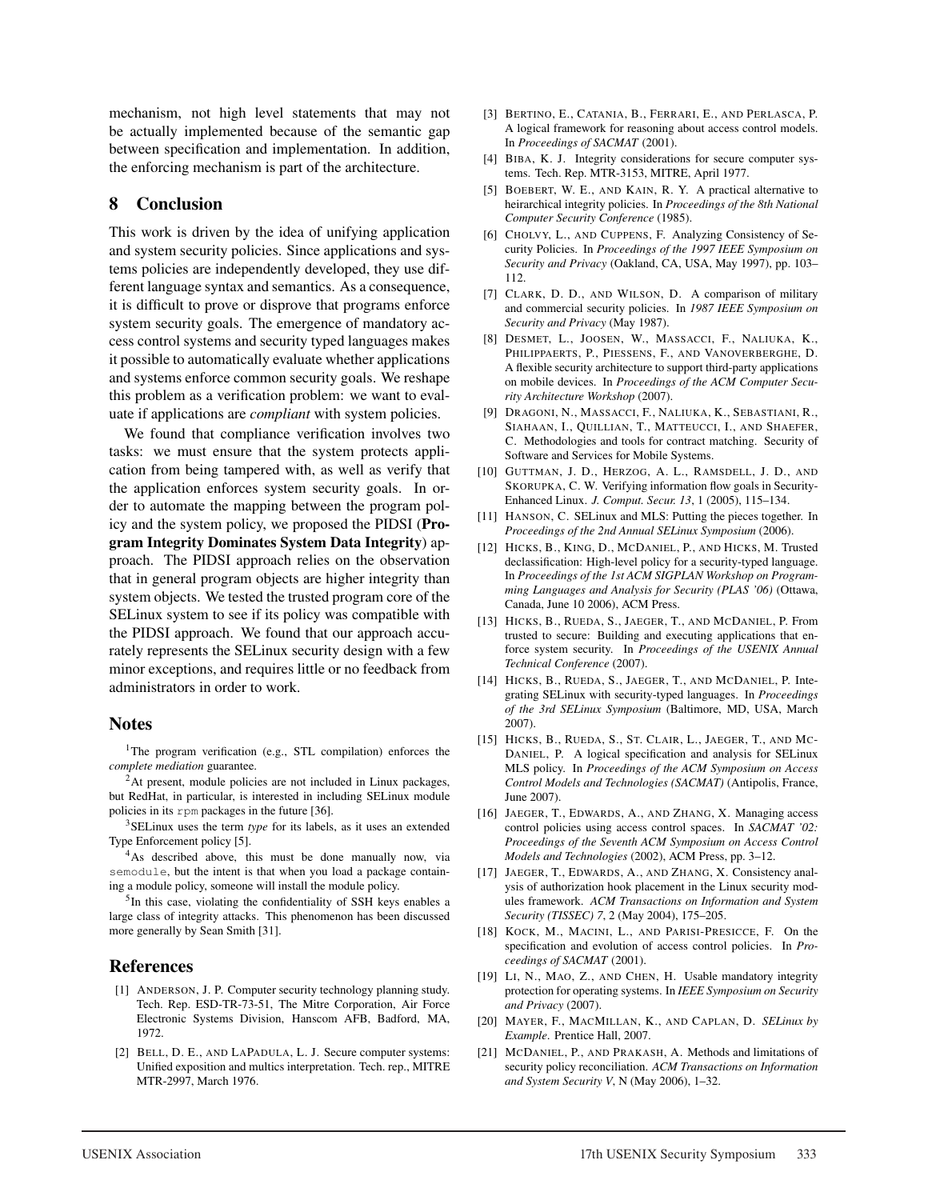mechanism, not high level statements that may not be actually implemented because of the semantic gap between specification and implementation. In addition, the enforcing mechanism is part of the architecture.

## 8 Conclusion

This work is driven by the idea of unifying application and system security policies. Since applications and systems policies are independently developed, they use different language syntax and semantics. As a consequence, it is difficult to prove or disprove that programs enforce system security goals. The emergence of mandatory access control systems and security typed languages makes it possible to automatically evaluate whether applications and systems enforce common security goals. We reshape this problem as a verification problem: we want to evaluate if applications are *compliant* with system policies.

We found that compliance verification involves two tasks: we must ensure that the system protects application from being tampered with, as well as verify that the application enforces system security goals. In order to automate the mapping between the program policy and the system policy, we proposed the PIDSI (**Program Integrity Dominates System Data Integrity**) approach. The PIDSI approach relies on the observation that in general program objects are higher integrity than system objects. We tested the trusted program core of the SELinux system to see if its policy was compatible with the PIDSI approach. We found that our approach accurately represents the SELinux security design with a few minor exceptions, and requires little or no feedback from administrators in order to work.

## Notes

[1] The program verification (e.g., STL compilation) enforces the *complete mediation* guarantee.

[2] At present, module policies are not included in Linux packages, but RedHat, in particular, is interested in including SELinux module policies in its `rpm` packages in the future [36].

[3] SELinux uses the term *type* for its labels, as it uses an extended Type Enforcement policy [5].

[4] As described above, this must be done manually now, via `semodule`, but the intent is that when you load a package containing a module policy, someone will install the module policy.

[5] In this case, violating the confidentiality of SSH keys enables a large class of integrity attacks. This phenomenon has been discussed more generally by Sean Smith [31].

## References

[1] ANDERSON, J. P. Computer security technology planning study. Tech. Rep. ESD-TR-73-51, The Mitre Corporation, Air Force Electronic Systems Division, Hanscom AFB, Badford, MA, 1972.

[2] BELL, D. E., AND LAPADULA, L. J. Secure computer systems: Unified exposition and multics interpretation. Tech. rep., MITRE MTR-2997, March 1976.

[3] BERTINO, E., CATANIA, B., FERRARI, E., AND PERLASCA, P. A logical framework for reasoning about access control models. In *Proceedings of SACMAT* (2001).

[4] BIBA, K. J. Integrity considerations for secure computer systems. Tech. Rep. MTR-3153, MITRE, April 1977.

[5] BOEBERT, W. E., AND KAIN, R. Y. A practical alternative to heirarchical integrity policies. In *Proceedings of the 8th National Computer Security Conference* (1985).

[6] CHOLVY, L., AND CUPPENS, F. Analyzing Consistency of Security Policies. In *Proceedings of the 1997 IEEE Symposium on Security and Privacy* (Oakland, CA, USA, May 1997), pp. 103–112.

[7] CLARK, D. D., AND WILSON, D. A comparison of military and commercial security policies. In *1987 IEEE Symposium on Security and Privacy* (May 1987).

[8] DESMET, L., JOOSEN, W., MASSACCI, F., NALIUKA, K., PHILIPPAERTS, P., PIESSENS, F., AND VANOVERBERGHE, D. A flexible security architecture to support third-party applications on mobile devices. In *Proceedings of the ACM Computer Security Architecture Workshop* (2007).

[9] DRAGONI, N., MASSACCI, F., NALIUKA, K., SEBASTIANI, R., SIAHAAN, I., QUILLIAN, T., MATTEUCCI, I., AND SHAEFER, C. Methodologies and tools for contract matching. Security of Software and Services for Mobile Systems.

[10] GUTTMAN, J. D., HERZOG, A. L., RAMSDELL, J. D., AND SKORUPKA, C. W. Verifying information flow goals in Security-Enhanced Linux. *J. Comput. Secur. 13*, 1 (2005), 115–134.

[11] HANSON, C. SELinux and MLS: Putting the pieces together. In *Proceedings of the 2nd Annual SELinux Symposium* (2006).

[12] HICKS, B., KING, D., MCDANIEL, P., AND HICKS, M. Trusted declassification: High-level policy for a security-typed language. In *Proceedings of the 1st ACM SIGPLAN Workshop on Programming Languages and Analysis for Security (PLAS '06)* (Ottawa, Canada, June 10 2006), ACM Press.

[13] HICKS, B., RUEDA, S., JAEGER, T., AND MCDANIEL, P. From trusted to secure: Building and executing applications that enforce system security. In *Proceedings of the USENIX Annual Technical Conference* (2007).

[14] HICKS, B., RUEDA, S., JAEGER, T., AND MCDANIEL, P. Integrating SELinux with security-typed languages. In *Proceedings of the 3rd SELinux Symposium* (Baltimore, MD, USA, March 2007).

[15] HICKS, B., RUEDA, S., ST. CLAIR, L., JAEGER, T., AND MCDANIEL, P. A logical specification and analysis for SELinux MLS policy. In *Proceedings of the ACM Symposium on Access Control Models and Technologies (SACMAT)* (Antipolis, France, June 2007).

[16] JAEGER, T., EDWARDS, A., AND ZHANG, X. Managing access control policies using access control spaces. In *SACMAT '02: Proceedings of the Seventh ACM Symposium on Access Control Models and Technologies* (2002), ACM Press, pp. 3–12.

[17] JAEGER, T., EDWARDS, A., AND ZHANG, X. Consistency analysis of authorization hook placement in the Linux security modules framework. *ACM Transactions on Information and System Security (TISSEC) 7*, 2 (May 2004), 175–205.

[18] KOCK, M., MACINI, L., AND PARISI-PRESICCE, F. On the specification and evolution of access control policies. In *Proceedings of SACMAT* (2001).

[19] LI, N., MAO, Z., AND CHEN, H. Usable mandatory integrity protection for operating systems. In *IEEE Symposium on Security and Privacy* (2007).

[20] MAYER, F., MACMILLAN, K., AND CAPLAN, D. *SELinux by Example*. Prentice Hall, 2007.

[21] MCDANIEL, P., AND PRAKASH, A. Methods and limitations of security policy reconciliation. *ACM Transactions on Information and System Security V*, N (May 2006), 1–32.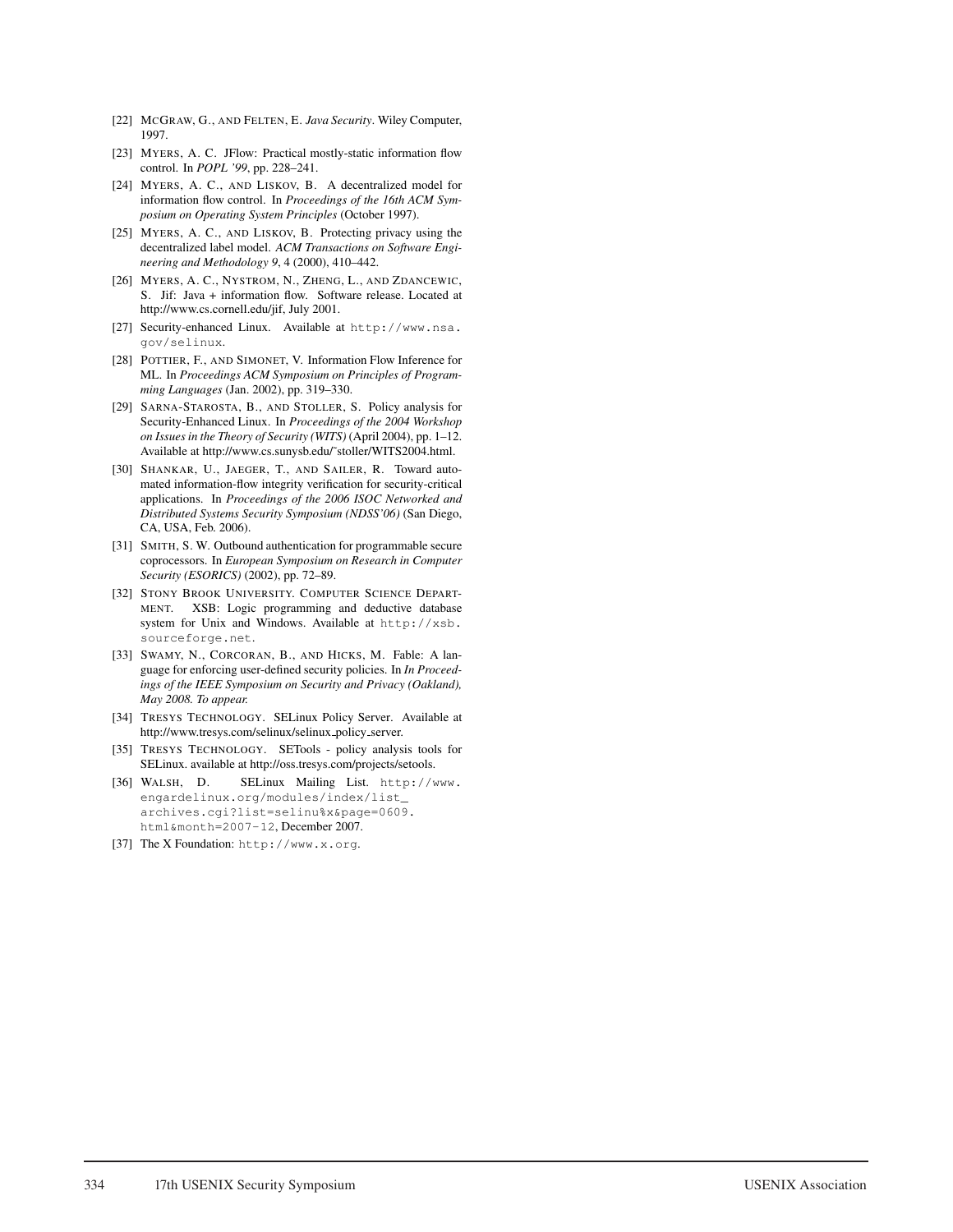[22] McGraw, G., and Felten, E. *Java Security*. Wiley Computer, 1997.

[23] Myers, A. C. JFlow: Practical mostly-static information flow control. In *POPL '99*, pp. 228–241.

[24] Myers, A. C., and Liskov, B. A decentralized model for information flow control. In *Proceedings of the 16th ACM Symposium on Operating System Principles* (October 1997).

[25] Myers, A. C., and Liskov, B. Protecting privacy using the decentralized label model. *ACM Transactions on Software Engineering and Methodology 9*, 4 (2000), 410–442.

[26] Myers, A. C., Nystrom, N., Zheng, L., and Zdancewic, S. Jif: Java + information flow. Software release. Located at http://www.cs.cornell.edu/jif, July 2001.

[27] Security-enhanced Linux. Available at `http://www.nsa.gov/selinux`.

[28] Pottier, F., and Simonet, V. Information Flow Inference for ML. In *Proceedings ACM Symposium on Principles of Programming Languages* (Jan. 2002), pp. 319–330.

[29] Sarna-Starosta, B., and Stoller, S. Policy analysis for Security-Enhanced Linux. In *Proceedings of the 2004 Workshop on Issues in the Theory of Security (WITS)* (April 2004), pp. 1–12. Available at http://www.cs.sunysb.edu/~stoller/WITS2004.html.

[30] Shankar, U., Jaeger, T., and Sailer, R. Toward automated information-flow integrity verification for security-critical applications. In *Proceedings of the 2006 ISOC Networked and Distributed Systems Security Symposium (NDSS'06)* (San Diego, CA, USA, Feb. 2006).

[31] Smith, S. W. Outbound authentication for programmable secure coprocessors. In *European Symposium on Research in Computer Security (ESORICS)* (2002), pp. 72–89.

[32] Stony Brook University. Computer Science Department. XSB: Logic programming and deductive database system for Unix and Windows. Available at `http://xsb.sourceforge.net`.

[33] Swamy, N., Corcoran, B., and Hicks, M. Fable: A language for enforcing user-defined security policies. In *In Proceedings of the IEEE Symposium on Security and Privacy (Oakland), May 2008. To appear.*

[34] Tresys Technology. SELinux Policy Server. Available at http://www.tresys.com/selinux/selinux_policy_server.

[35] Tresys Technology. SETools - policy analysis tools for SELinux. available at http://oss.tresys.com/projects/setools.

[36] Walsh, D. SELinux Mailing List. `http://www.engardelinux.org/modules/index/list_archives.cgi?list=selinu%x&page=0609.html&month=2007-12`, December 2007.

[37] The X Foundation: `http://www.x.org`.